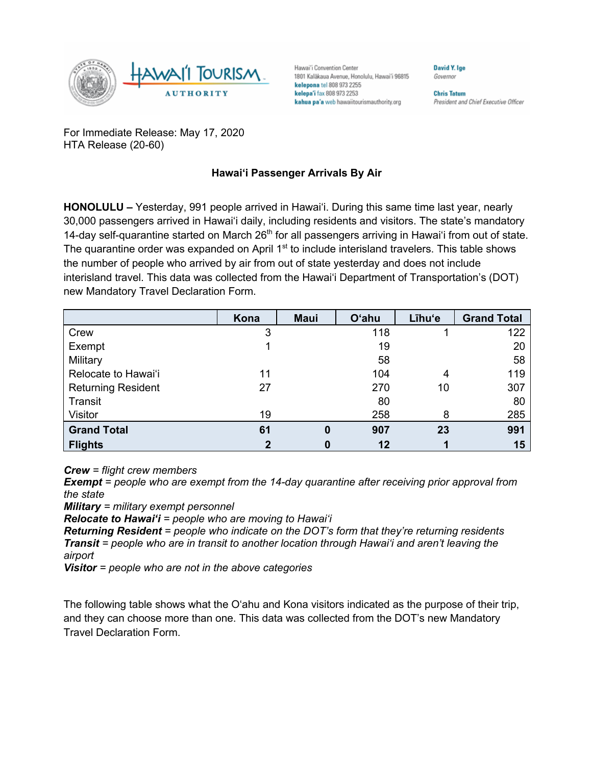Hawai'i Convention Center
1801 Kalākaua Avenue, Honolulu, Hawai'i 96815
**kelepona** tel 808 973 2255
**kelepa'i** fax 808 973 2253
**kahua pa'a** web hawaiitourismauthority.org

**David Y. Ige**
*Governor*

**Chris Tatum**
*President and Chief Executive Officer*

For Immediate Release: May 17, 2020
HTA Release (20-60)

**Hawaiʻi Passenger Arrivals By Air**

**HONOLULU –** Yesterday, 991 people arrived in Hawaiʻi. During this same time last year, nearly 30,000 passengers arrived in Hawaiʻi daily, including residents and visitors. The state's mandatory 14-day self-quarantine started on March 26th for all passengers arriving in Hawaiʻi from out of state. The quarantine order was expanded on April 1st to include interisland travelers. This table shows the number of people who arrived by air from out of state yesterday and does not include interisland travel. This data was collected from the Hawaiʻi Department of Transportation's (DOT) new Mandatory Travel Declaration Form.

| | Kona | Maui | Oʻahu | Līhuʻe | Grand Total |
|---|---|---|---|---|---|
| Crew | 3 | | 118 | 1 | 122 |
| Exempt | 1 | | 19 | | 20 |
| Military | | | 58 | | 58 |
| Relocate to Hawaiʻi | 11 | | 104 | 4 | 119 |
| Returning Resident | 27 | | 270 | 10 | 307 |
| Transit | | | 80 | | 80 |
| Visitor | 19 | | 258 | 8 | 285 |
| **Grand Total** | **61** | **0** | **907** | **23** | **991** |
| **Flights** | **2** | **0** | **12** | **1** | **15** |

***Crew*** *= flight crew members*
***Exempt*** *= people who are exempt from the 14-day quarantine after receiving prior approval from the state*
***Military*** *= military exempt personnel*
***Relocate to Hawaiʻi*** *= people who are moving to Hawaiʻi*
***Returning Resident*** *= people who indicate on the DOT's form that they're returning residents*
***Transit*** *= people who are in transit to another location through Hawaiʻi and aren't leaving the airport*
***Visitor*** *= people who are not in the above categories*

The following table shows what the Oʻahu and Kona visitors indicated as the purpose of their trip, and they can choose more than one. This data was collected from the DOT's new Mandatory Travel Declaration Form.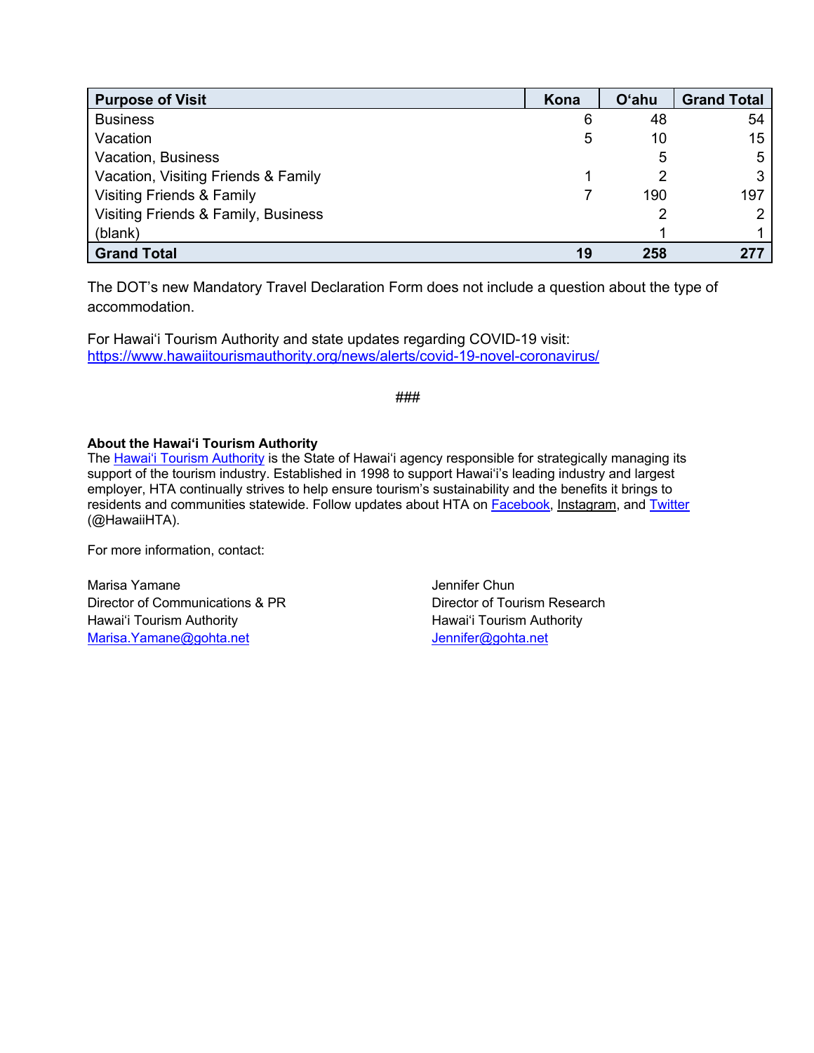| Purpose of Visit | Kona | O'ahu | Grand Total |
|---|---|---|---|
| Business | 6 | 48 | 54 |
| Vacation | 5 | 10 | 15 |
| Vacation, Business | | 5 | 5 |
| Vacation, Visiting Friends & Family | 1 | 2 | 3 |
| Visiting Friends & Family | 7 | 190 | 197 |
| Visiting Friends & Family, Business | | 2 | 2 |
| (blank) | | 1 | 1 |
| **Grand Total** | **19** | **258** | **277** |

The DOT's new Mandatory Travel Declaration Form does not include a question about the type of accommodation.

For Hawai'i Tourism Authority and state updates regarding COVID-19 visit: https://www.hawaiitourismauthority.org/news/alerts/covid-19-novel-coronavirus/

###

**About the Hawai'i Tourism Authority**

The Hawai'i Tourism Authority is the State of Hawai'i agency responsible for strategically managing its support of the tourism industry. Established in 1998 to support Hawai'i's leading industry and largest employer, HTA continually strives to help ensure tourism's sustainability and the benefits it brings to residents and communities statewide. Follow updates about HTA on Facebook, Instagram, and Twitter (@HawaiiHTA).

For more information, contact:

Marisa Yamane
Director of Communications & PR
Hawai'i Tourism Authority
Marisa.Yamane@gohta.net

Jennifer Chun
Director of Tourism Research
Hawai'i Tourism Authority
Jennifer@gohta.net